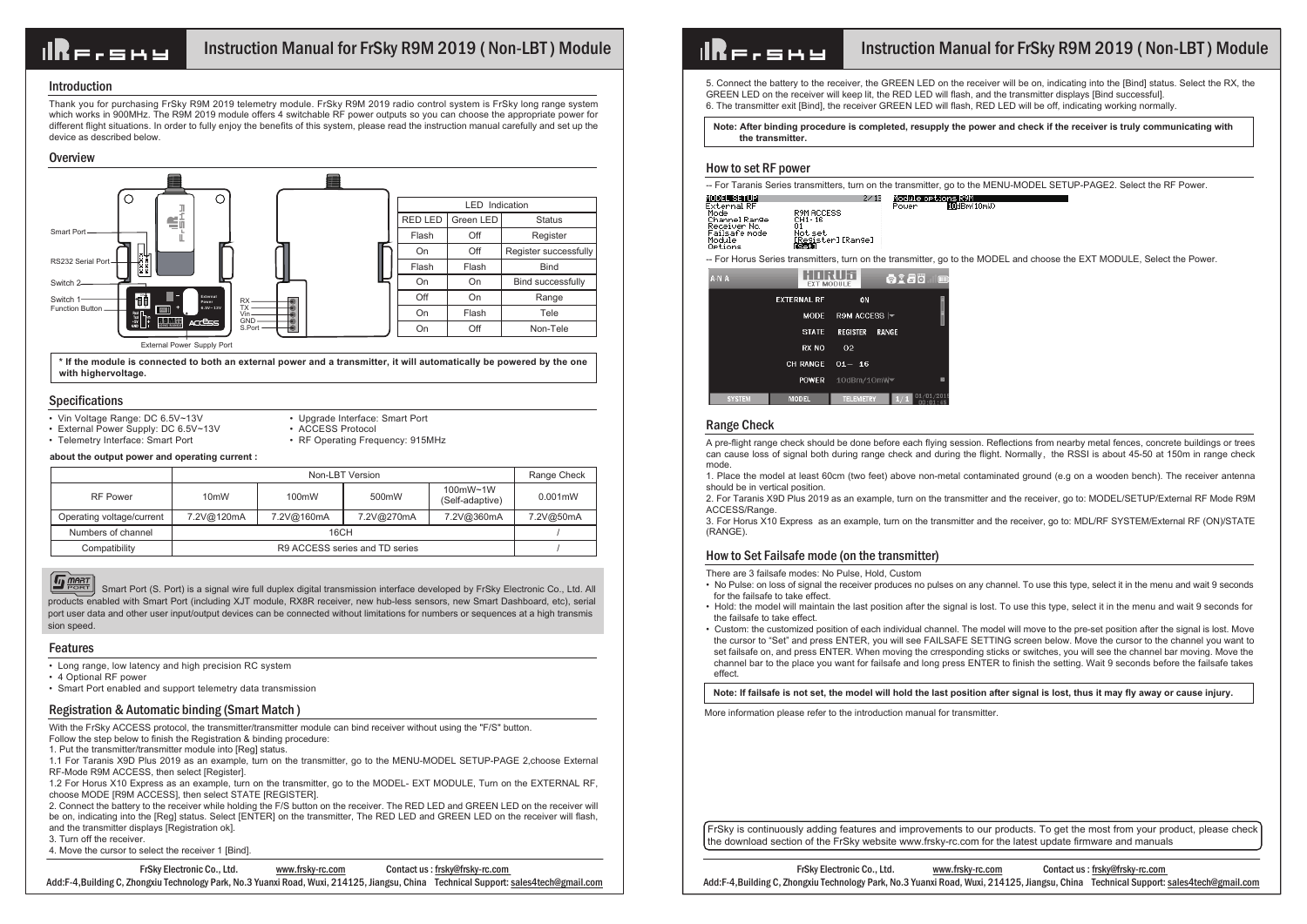# Instruction Manual for FrSky R9M 2019 ( Non-LBT ) Module

## Introduction

Thank you for purchasing FrSky R9M 2019 telemetry module. FrSky R9M 2019 radio control system is FrSky long range system which works in 900MHz. The R9M 2019 module offers 4 switchable RF power outputs so you can choose the appropriate power for different flight situations. In order to fully enjoy the benefits of this system, please read the instruction manual carefully and set up the device as described below.

## Overview

Smart Port
RS232 Serial Port
Switch 2
Switch 1
Function Button
RX
TX
Vin
GND
S.Port
External Power Supply Port

| LED Indication | | |
|---|---|---|
| RED LED | Green LED | Status |
| Flash | Off | Register |
| On | Off | Register successfully |
| Flash | Flash | Bind |
| On | On | Bind successfully |
| Off | On | Range |
| On | Flash | Tele |
| On | Off | Non-Tele |

**\* If the module is connected to both an external power and a transmitter, it will automatically be powered by the one with highervoltage.**

## Specifications

- Vin Voltage Range: DC 6.5V~13V
- External Power Supply: DC 6.5V~13V
- Telemetry Interface: Smart Port
- Upgrade Interface: Smart Port
- ACCESS Protocol
- RF Operating Frequency: 915MHz

**about the output power and operating current :**

| | Non-LBT Version | | | | Range Check |
|---|---|---|---|---|---|
| RF Power | 10mW | 100mW | 500mW | 100mW~1W (Self-adaptive) | 0.001mW |
| Operating voltage/current | 7.2V@120mA | 7.2V@160mA | 7.2V@270mA | 7.2V@360mA | 7.2V@50mA |
| Numbers of channel | 16CH | | | | / |
| Compatibility | R9 ACCESS series and TD series | | | | / |

Smart Port (S. Port) is a signal wire full duplex digital transmission interface developed by FrSky Electronic Co., Ltd. All products enabled with Smart Port (including XJT module, RX8R receiver, new hub-less sensors, new Smart Dashboard, etc), serial port user data and other user input/output devices can be connected without limitations for numbers or sequences at a high transmis sion speed.

## Features

- Long range, low latency and high precision RC system
- 4 Optional RF power
- Smart Port enabled and support telemetry data transmission

## Registration & Automatic binding (Smart Match )

With the FrSky ACCESS protocol, the transmitter/transmitter module can bind receiver without using the "F/S" button.
Follow the step below to finish the Registration & binding procedure:
1. Put the transmitter/transmitter module into [Reg] status.
1.1 For Taranis X9D Plus 2019 as an example, turn on the transmitter, go to the MENU-MODEL SETUP-PAGE 2,choose External RF-Mode R9M ACCESS, then select [Register].
1.2 For Horus X10 Express as an example, turn on the transmitter, go to the MODEL- EXT MODULE, Turn on the EXTERNAL RF, choose MODE [R9M ACCESS], then select STATE [REGISTER].
2. Connect the battery to the receiver while holding the F/S button on the receiver. The RED LED and GREEN LED on the receiver will be on, indicating into the [Reg] status. Select [ENTER] on the transmitter, The RED LED and GREEN LED on the receiver will flash, and the transmitter displays [Registration ok].
3. Turn off the receiver.
4. Move the cursor to select the receiver 1 [Bind].
5. Connect the battery to the receiver, the GREEN LED on the receiver will be on, indicating into the [Bind] status. Select the RX, the GREEN LED on the receiver will keep lit, the RED LED will flash, and the transmitter displays [Bind successful].
6. The transmitter exit [Bind], the receiver GREEN LED will flash, RED LED will be off, indicating working normally.

**Note: After binding procedure is completed, resupply the power and check if the receiver is truly communicating with the transmitter.**

## How to set RF power

-- For Taranis Series transmitters, turn on the transmitter, go to the MENU-MODEL SETUP-PAGE2. Select the RF Power.

MODEL SETUP 2/13
External RF
Mode R9M ACCESS
Channel Range CH1-16
Receiver No. 01
Failsafe mode Not set
Module [Register] [Range]
Options [Set]

Module options R9M
Power 10dBm(10mW)

-- For Horus Series transmitters, turn on the transmitter, go to the MODEL and choose the EXT MODULE, Select the Power.

HORUS EXT MODULE
EXTERNAL RF ON
MODE R9M ACCESS
STATE REGISTER RANGE
RX NO 02
CH RANGE 01– 16
POWER 10dBm/10mW

## Range Check

A pre-flight range check should be done before each flying session. Reflections from nearby metal fences, concrete buildings or trees can cause loss of signal both during range check and during the flight. Normally, the RSSI is about 45-50 at 150m in range check mode.
1. Place the model at least 60cm (two feet) above non-metal contaminated ground (e.g on a wooden bench). The receiver antenna should be in vertical position.
2. For Taranis X9D Plus 2019 as an example, turn on the transmitter and the receiver, go to: MODEL/SETUP/External RF Mode R9M ACCESS/Range.
3. For Horus X10 Express as an example, turn on the transmitter and the receiver, go to: MDL/RF SYSTEM/External RF (ON)/STATE (RANGE).

## How to Set Failsafe mode (on the transmitter)

There are 3 failsafe modes: No Pulse, Hold, Custom
- No Pulse: on loss of signal the receiver produces no pulses on any channel. To use this type, select it in the menu and wait 9 seconds for the failsafe to take effect.
- Hold: the model will maintain the last position after the signal is lost. To use this type, select it in the menu and wait 9 seconds for the failsafe to take effect.
- Custom: the customized position of each individual channel. The model will move to the pre-set position after the signal is lost. Move the cursor to "Set" and press ENTER, you will see FAILSAFE SETTING screen below. Move the cursor to the channel you want to set failsafe on, and press ENTER. When moving the crresponding sticks or switches, you will see the channel bar moving. Move the channel bar to the place you want for failsafe and long press ENTER to finish the setting. Wait 9 seconds before the failsafe takes effect.

**Note: If failsafe is not set, the model will hold the last position after signal is lost, thus it may fly away or cause injury.**

More information please refer to the introduction manual for transmitter.

FrSky is continuously adding features and improvements to our products. To get the most from your product, please check the download section of the FrSky website www.frsky-rc.com for the latest update firmware and manuals

FrSky Electronic Co., Ltd. www.frsky-rc.com Contact us : frsky@frsky-rc.com
Add:F-4,Building C, Zhongxiu Technology Park, No.3 Yuanxi Road, Wuxi, 214125, Jiangsu, China Technical Support: sales4tech@gmail.com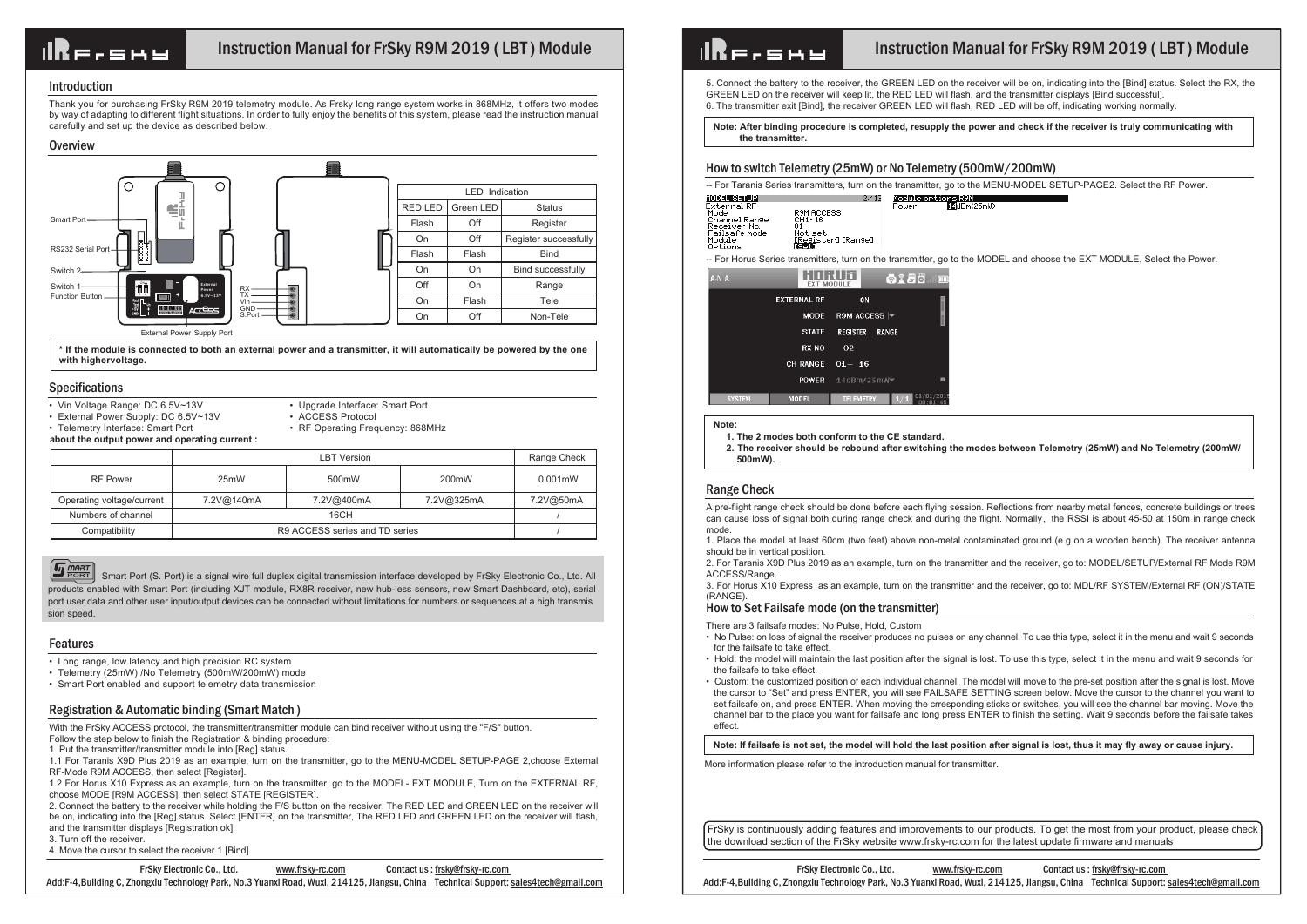# Instruction Manual for FrSky R9M 2019 ( LBT ) Module

## Introduction

Thank you for purchasing FrSky R9M 2019 telemetry module. As Frsky long range system works in 868MHz, it offers two modes by way of adapting to different flight situations. In order to fully enjoy the benefits of this system, please read the instruction manual carefully and set up the device as described below.

## Overview

Smart Port
RS232 Serial Port
Switch 2
Switch 1
Function Button
RX
TX
Vin
GND
S.Port
External Power Supply Port

| LED Indication | | |
|---|---|---|
| RED LED | Green LED | Status |
| Flash | Off | Register |
| On | Off | Register successfully |
| Flash | Flash | Bind |
| On | On | Bind successfully |
| Off | On | Range |
| On | Flash | Tele |
| On | Off | Non-Tele |

**\* If the module is connected to both an external power and a transmitter, it will automatically be powered by the one with highervoltage.**

## Specifications

- Vin Voltage Range: DC 6.5V~13V
- External Power Supply: DC 6.5V~13V
- Telemetry Interface: Smart Port
- Upgrade Interface: Smart Port
- ACCESS Protocol
- RF Operating Frequency: 868MHz

**about the output power and operating current :**

| | LBT Version | | | Range Check |
|---|---|---|---|---|
| RF Power | 25mW | 500mW | 200mW | 0.001mW |
| Operating voltage/current | 7.2V@140mA | 7.2V@400mA | 7.2V@325mA | 7.2V@50mA |
| Numbers of channel | 16CH | | | / |
| Compatibility | R9 ACCESS series and TD series | | | / |

Smart Port (S. Port) is a signal wire full duplex digital transmission interface developed by FrSky Electronic Co., Ltd. All products enabled with Smart Port (including XJT module, RX8R receiver, new hub-less sensors, new Smart Dashboard, etc), serial port user data and other user input/output devices can be connected without limitations for numbers or sequences at a high transmission speed.

## Features

- Long range, low latency and high precision RC system
- Telemetry (25mW) /No Telemetry (500mW/200mW) mode
- Smart Port enabled and support telemetry data transmission

## Registration & Automatic binding (Smart Match )

With the FrSky ACCESS protocol, the transmitter/transmitter module can bind receiver without using the "F/S" button.
Follow the step below to finish the Registration & binding procedure:

1. Put the transmitter/transmitter module into [Reg] status.

1.1 For Taranis X9D Plus 2019 as an example, turn on the transmitter, go to the MENU-MODEL SETUP-PAGE 2,choose External RF-Mode R9M ACCESS, then select [Register].

1.2 For Horus X10 Express as an example, turn on the transmitter, go to the MODEL- EXT MODULE, Turn on the EXTERNAL RF, choose MODE [R9M ACCESS], then select STATE [REGISTER].

2. Connect the battery to the receiver while holding the F/S button on the receiver. The RED LED and GREEN LED on the receiver will be on, indicating into the [Reg] status. Select [ENTER] on the transmitter, The RED LED and GREEN LED on the receiver will flash, and the transmitter displays [Registration ok].
3. Turn off the receiver.
4. Move the cursor to select the receiver 1 [Bind].
5. Connect the battery to the receiver, the GREEN LED on the receiver will be on, indicating into the [Bind] status. Select the RX, the GREEN LED on the receiver will keep lit, the RED LED will flash, and the transmitter displays [Bind successful].
6. The transmitter exit [Bind], the receiver GREEN LED will flash, RED LED will be off, indicating working normally.

**Note: After binding procedure is completed, resupply the power and check if the receiver is truly communicating with the transmitter.**

## How to switch Telemetry (25mW) or No Telemetry (500mW/200mW)

-- For Taranis Series transmitters, turn on the transmitter, go to the MENU-MODEL SETUP-PAGE2. Select the RF Power.

```
MODEL SETUP          2/13
External RF
Mode                 R9M ACCESS
Channel Range        CH1-16
Receiver No.         01
Failsafe mode        Not set
Module               [Register] [Range]
Options              [Set]

Module options R9M
Power        14dBm(25mW)
```

-- For Horus Series transmitters, turn on the transmitter, go to the MODEL and choose the EXT MODULE, Select the Power.

```
EXT MODULE
EXTERNAL RF   ON
MODE          R9M ACCESS
STATE         REGISTER  RANGE
RX NO         02
CH RANGE      01 — 16
POWER         14dBm/25mW
SYSTEM  MODEL  TELEMETRY  1/1
```

**Note:**

1. **The 2 modes both conform to the CE standard.**
2. **The receiver should be rebound after switching the modes between Telemetry (25mW) and No Telemetry (200mW/ 500mW).**

## Range Check

A pre-flight range check should be done before each flying session. Reflections from nearby metal fences, concrete buildings or trees can cause loss of signal both during range check and during the flight. Normally, the RSSI is about 45-50 at 150m in range check mode.

1. Place the model at least 60cm (two feet) above non-metal contaminated ground (e.g on a wooden bench). The receiver antenna should be in vertical position.
2. For Taranis X9D Plus 2019 as an example, turn on the transmitter and the receiver, go to: MODEL/SETUP/External RF Mode R9M ACCESS/Range.
3. For Horus X10 Express as an example, turn on the transmitter and the receiver, go to: MDL/RF SYSTEM/External RF (ON)/STATE (RANGE).

## How to Set Failsafe mode (on the transmitter)

There are 3 failsafe modes: No Pulse, Hold, Custom

- No Pulse: on loss of signal the receiver produces no pulses on any channel. To use this type, select it in the menu and wait 9 seconds for the failsafe to take effect.
- Hold: the model will maintain the last position after the signal is lost. To use this type, select it in the menu and wait 9 seconds for the failsafe to take effect.
- Custom: the customized position of each individual channel. The model will move to the pre-set position after the signal is lost. Move the cursor to "Set" and press ENTER, you will see FAILSAFE SETTING screen below. Move the cursor to the channel you want to set failsafe on, and press ENTER. When moving the crresponding sticks or switches, you will see the channel bar moving. Move the channel bar to the place you want for failsafe and long press ENTER to finish the setting. Wait 9 seconds before the failsafe takes effect.

**Note: If failsafe is not set, the model will hold the last position after signal is lost, thus it may fly away or cause injury.**

More information please refer to the introduction manual for transmitter.

FrSky is continuously adding features and improvements to our products. To get the most from your product, please check the download section of the FrSky website www.frsky-rc.com for the latest update firmware and manuals

FrSky Electronic Co., Ltd. www.frsky-rc.com Contact us : frsky@frsky-rc.com
Add:F-4,Building C, Zhongxiu Technology Park, No.3 Yuanxi Road, Wuxi, 214125, Jiangsu, China Technical Support: sales4tech@gmail.com